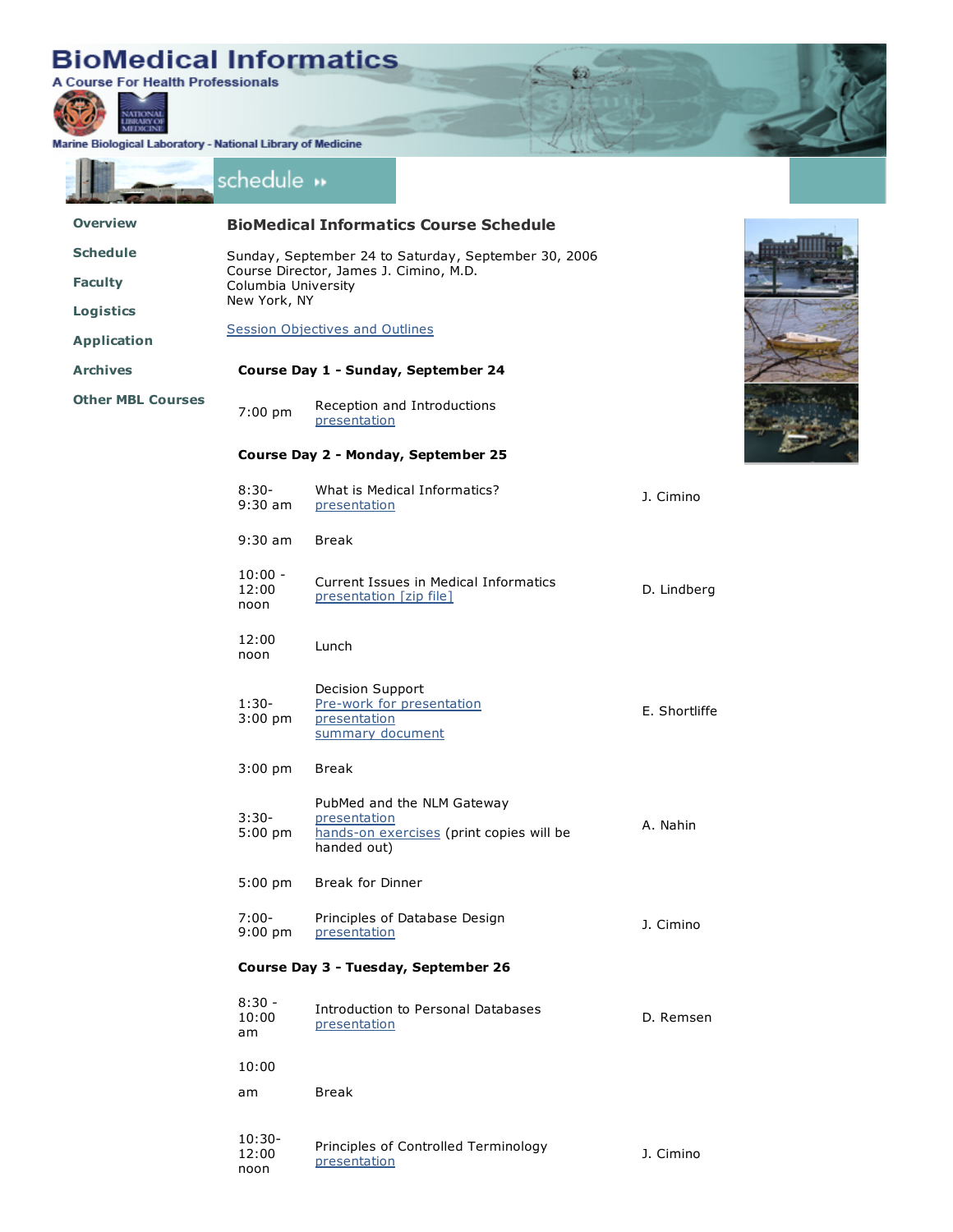# BioMedical Informatics

A Course For Health Professionals

Marine Biological Laboratory - National Library of Medicine

schedule

- Overview
- Schedule
- Faculty
- Logistics
- Application
- Archives
- Other MBL Courses

## BioMedical Informatics Course Schedule

Sunday, September 24 to Saturday, September 30, 2006
Course Director, James J. Cimino, M.D.
Columbia University
New York, NY

Session Objectives and Outlines

**Course Day 1 - Sunday, September 24**

| Time | Session | Faculty |
|---|---|---|
| 7:00 pm | Reception and Introductions<br>presentation | |

**Course Day 2 - Monday, September 25**

| Time | Session | Faculty |
|---|---|---|
| 8:30-9:30 am | What is Medical Informatics?<br>presentation | J. Cimino |
| 9:30 am | Break | |
| 10:00 - 12:00 noon | Current Issues in Medical Informatics<br>presentation [zip file] | D. Lindberg |
| 12:00 noon | Lunch | |
| 1:30-3:00 pm | Decision Support<br>Pre-work for presentation<br>presentation<br>summary document | E. Shortliffe |
| 3:00 pm | Break | |
| 3:30-5:00 pm | PubMed and the NLM Gateway<br>presentation<br>hands-on exercises (print copies will be handed out) | A. Nahin |
| 5:00 pm | Break for Dinner | |
| 7:00-9:00 pm | Principles of Database Design<br>presentation | J. Cimino |

**Course Day 3 - Tuesday, September 26**

| Time | Session | Faculty |
|---|---|---|
| 8:30 - 10:00 am | Introduction to Personal Databases<br>presentation | D. Remsen |
| 10:00 am | Break | |
| 10:30-12:00 noon | Principles of Controlled Terminology<br>presentation | J. Cimino |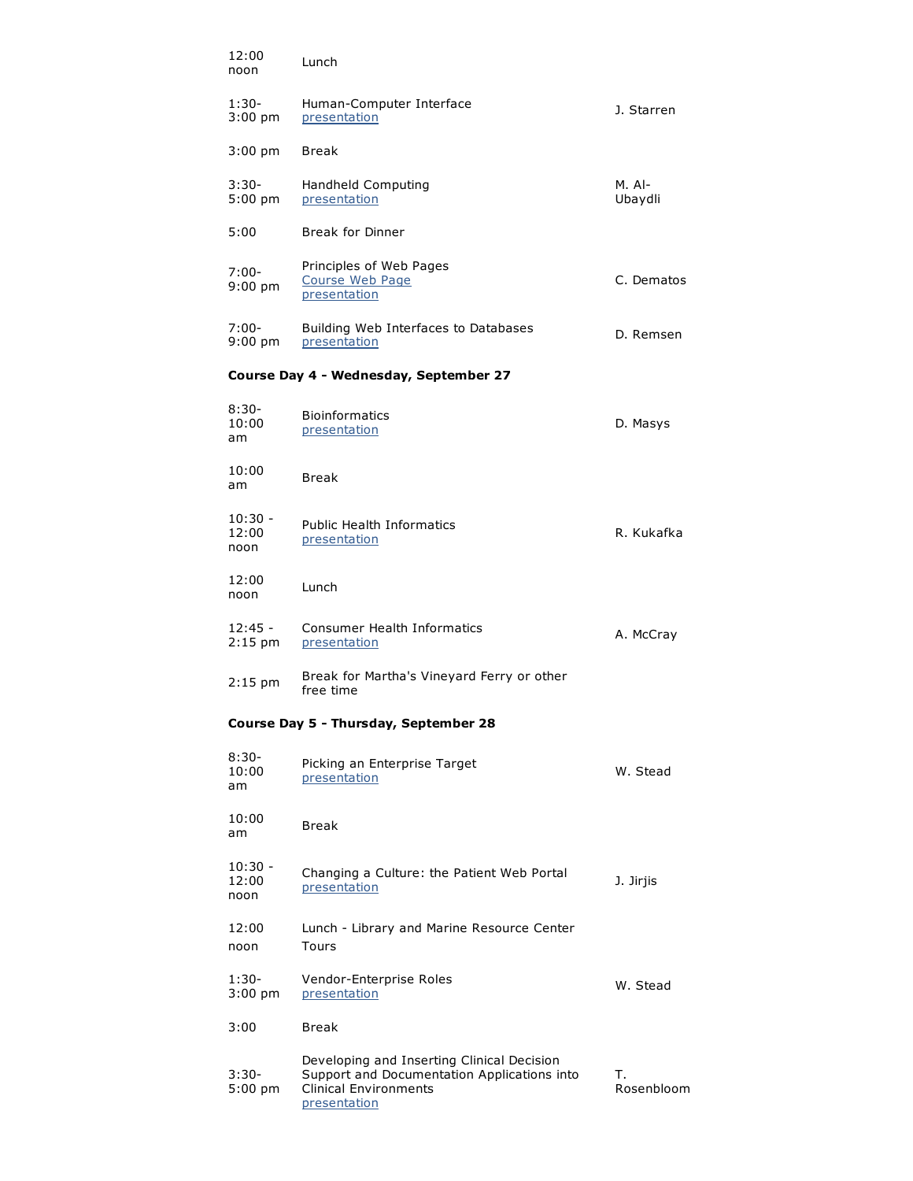| | | |
|---|---|---|
| 12:00 noon | Lunch | |
| 1:30-3:00 pm | Human-Computer Interface<br>presentation | J. Starren |
| 3:00 pm | Break | |
| 3:30-5:00 pm | Handheld Computing<br>presentation | M. Al-Ubaydli |
| 5:00 | Break for Dinner | |
| 7:00-9:00 pm | Principles of Web Pages<br>Course Web Page<br>presentation | C. Dematos |
| 7:00-9:00 pm | Building Web Interfaces to Databases<br>presentation | D. Remsen |

**Course Day 4 - Wednesday, September 27**

| | | |
|---|---|---|
| 8:30-10:00 am | Bioinformatics<br>presentation | D. Masys |
| 10:00 am | Break | |
| 10:30 - 12:00 noon | Public Health Informatics<br>presentation | R. Kukafka |
| 12:00 noon | Lunch | |
| 12:45 - 2:15 pm | Consumer Health Informatics<br>presentation | A. McCray |
| 2:15 pm | Break for Martha's Vineyard Ferry or other free time | |

**Course Day 5 - Thursday, September 28**

| | | |
|---|---|---|
| 8:30-10:00 am | Picking an Enterprise Target<br>presentation | W. Stead |
| 10:00 am | Break | |
| 10:30 - 12:00 noon | Changing a Culture: the Patient Web Portal<br>presentation | J. Jirjis |
| 12:00 noon | Lunch - Library and Marine Resource Center Tours | |
| 1:30-3:00 pm | Vendor-Enterprise Roles<br>presentation | W. Stead |
| 3:00 | Break | |
| 3:30-5:00 pm | Developing and Inserting Clinical Decision Support and Documentation Applications into Clinical Environments<br>presentation | T. Rosenbloom |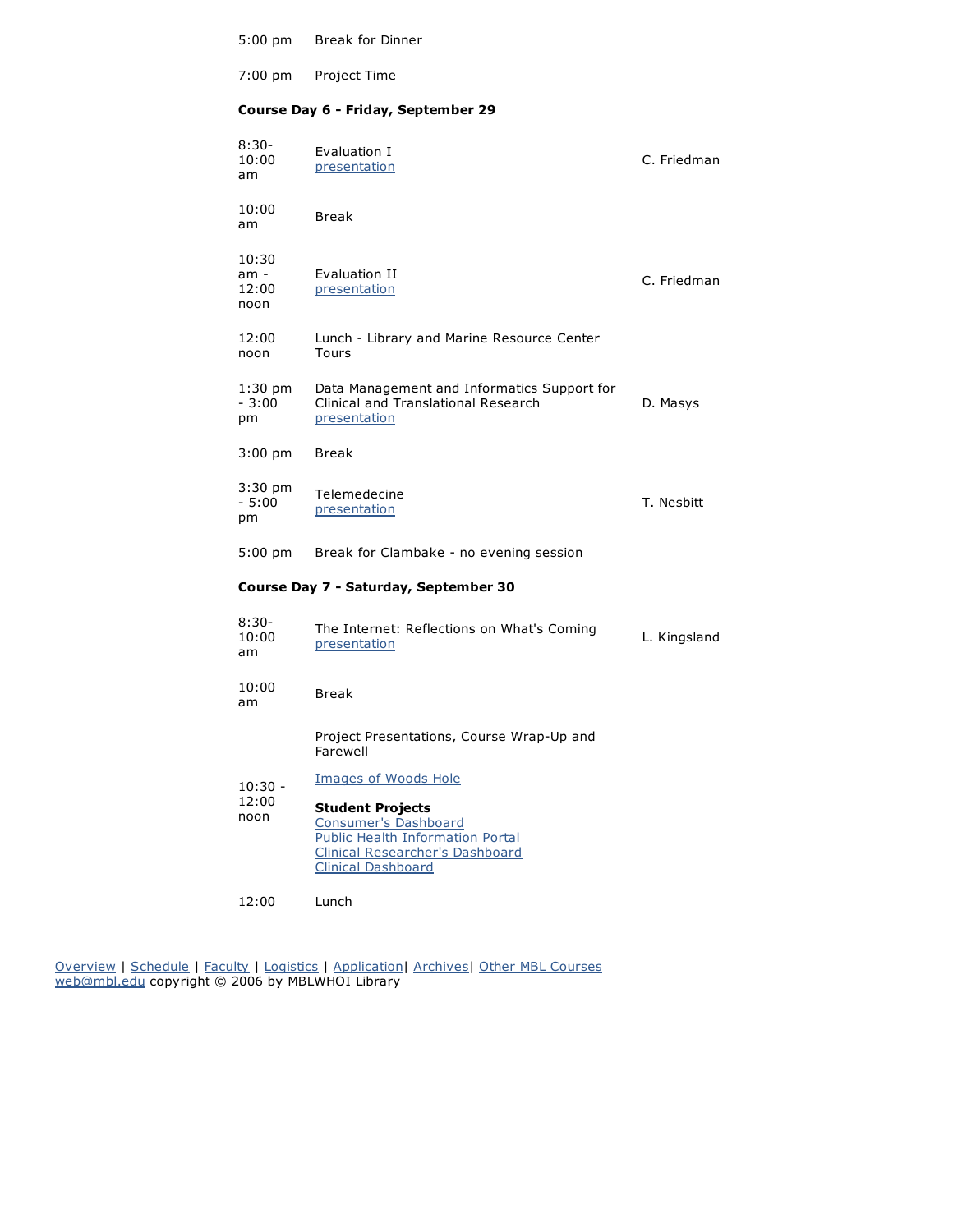| | | |
|---|---|---|
| 5:00 pm | Break for Dinner | |
| 7:00 pm | Project Time | |

**Course Day 6 - Friday, September 29**

| | | |
|---|---|---|
| 8:30-10:00 am | Evaluation I<br>presentation | C. Friedman |
| 10:00 am | Break | |
| 10:30 am - 12:00 noon | Evaluation II<br>presentation | C. Friedman |
| 12:00 noon | Lunch - Library and Marine Resource Center Tours | |
| 1:30 pm - 3:00 pm | Data Management and Informatics Support for Clinical and Translational Research<br>presentation | D. Masys |
| 3:00 pm | Break | |
| 3:30 pm - 5:00 pm | Telemedecine<br>presentation | T. Nesbitt |
| 5:00 pm | Break for Clambake - no evening session | |

**Course Day 7 - Saturday, September 30**

| | | |
|---|---|---|
| 8:30-10:00 am | The Internet: Reflections on What's Coming<br>presentation | L. Kingsland |
| 10:00 am | Break | |
| 10:30 - 12:00 noon | Project Presentations, Course Wrap-Up and Farewell<br><br>Images of Woods Hole<br><br>**Student Projects**<br>Consumer's Dashboard<br>Public Health Information Portal<br>Clinical Researcher's Dashboard<br>Clinical Dashboard | |
| 12:00 | Lunch | |

Overview | Schedule | Faculty | Logistics | Application| Archives| Other MBL Courses
web@mbl.edu copyright © 2006 by MBLWHOI Library